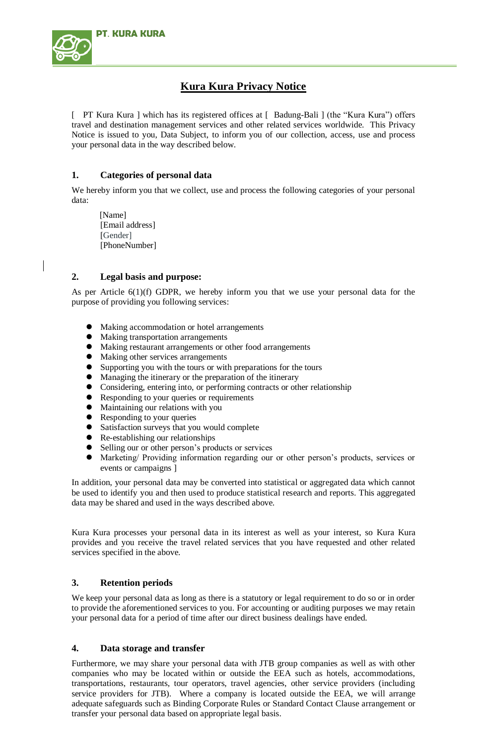PT. KURA KURA

# Kura Kura Privacy Notice

[ PT Kura Kura ] which has its registered offices at [ Badung-Bali ] (the "Kura Kura") offers travel and destination management services and other related services worldwide. This Privacy Notice is issued to you, Data Subject, to inform you of our collection, access, use and process your personal data in the way described below.

## 1. Categories of personal data

We hereby inform you that we collect, use and process the following categories of your personal data:

[Name]
[Email address]
[Gender]
[PhoneNumber]

## 2. Legal basis and purpose:

As per Article 6(1)(f) GDPR, we hereby inform you that we use your personal data for the purpose of providing you following services:

- Making accommodation or hotel arrangements
- Making transportation arrangements
- Making restaurant arrangements or other food arrangements
- Making other services arrangements
- Supporting you with the tours or with preparations for the tours
- Managing the itinerary or the preparation of the itinerary
- Considering, entering into, or performing contracts or other relationship
- Responding to your queries or requirements
- Maintaining our relations with you
- Responding to your queries
- Satisfaction surveys that you would complete
- Re-establishing our relationships
- Selling our or other person's products or services
- Marketing/ Providing information regarding our or other person's products, services or events or campaigns ]

In addition, your personal data may be converted into statistical or aggregated data which cannot be used to identify you and then used to produce statistical research and reports. This aggregated data may be shared and used in the ways described above.

Kura Kura processes your personal data in its interest as well as your interest, so Kura Kura provides and you receive the travel related services that you have requested and other related services specified in the above.

## 3. Retention periods

We keep your personal data as long as there is a statutory or legal requirement to do so or in order to provide the aforementioned services to you. For accounting or auditing purposes we may retain your personal data for a period of time after our direct business dealings have ended.

## 4. Data storage and transfer

Furthermore, we may share your personal data with JTB group companies as well as with other companies who may be located within or outside the EEA such as hotels, accommodations, transportations, restaurants, tour operators, travel agencies, other service providers (including service providers for JTB). Where a company is located outside the EEA, we will arrange adequate safeguards such as Binding Corporate Rules or Standard Contact Clause arrangement or transfer your personal data based on appropriate legal basis.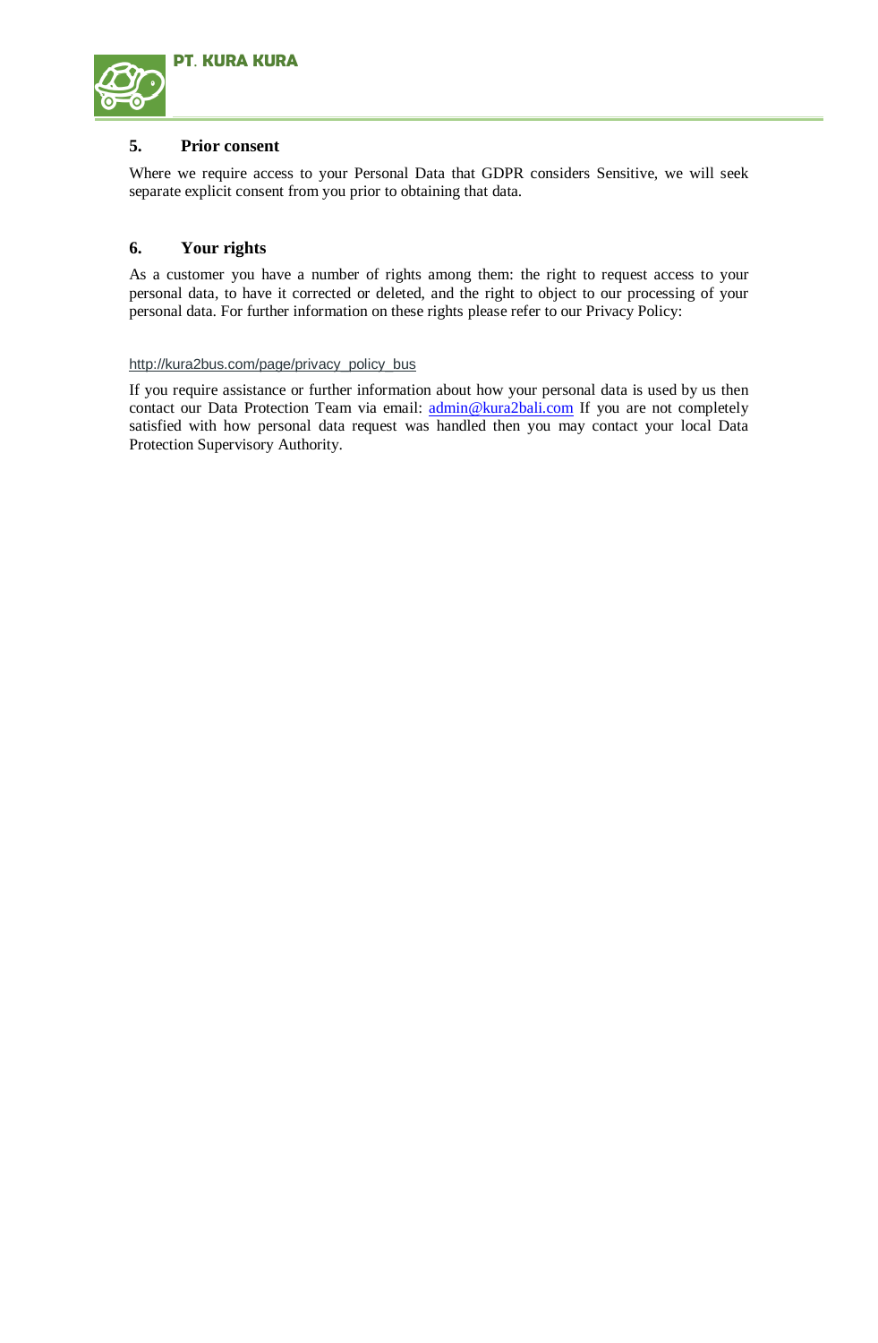## 5. Prior consent

Where we require access to your Personal Data that GDPR considers Sensitive, we will seek separate explicit consent from you prior to obtaining that data.

## 6. Your rights

As a customer you have a number of rights among them: the right to request access to your personal data, to have it corrected or deleted, and the right to object to our processing of your personal data. For further information on these rights please refer to our Privacy Policy:

http://kura2bus.com/page/privacy_policy_bus

If you require assistance or further information about how your personal data is used by us then contact our Data Protection Team via email: admin@kura2bali.com If you are not completely satisfied with how personal data request was handled then you may contact your local Data Protection Supervisory Authority.